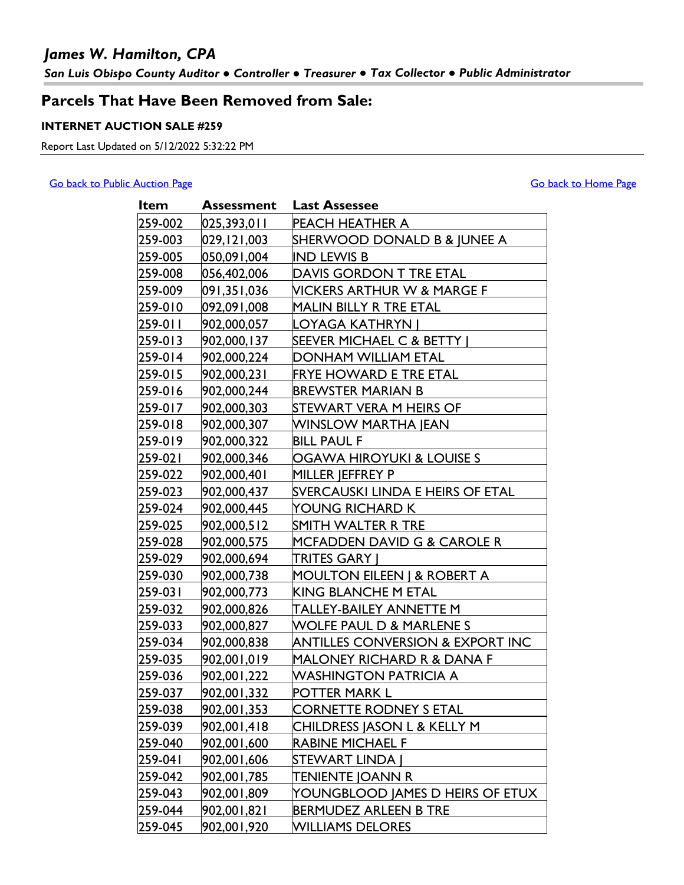## *James W. Hamilton, CPA*

***San Luis Obispo County Auditor • Controller • Treasurer • Tax Collector • Public Administrator***

# Parcels That Have Been Removed from Sale:

**INTERNET AUCTION SALE #259**

Report Last Updated on 5/12/2022 5:32:22 PM

Go back to Public Auction Page

Go back to Home Page

| Item | Assessment | Last Assessee |
|---|---|---|
| 259-002 | 025,393,011 | PEACH HEATHER A |
| 259-003 | 029,121,003 | SHERWOOD DONALD B & JUNEE A |
| 259-005 | 050,091,004 | IND LEWIS B |
| 259-008 | 056,402,006 | DAVIS GORDON T TRE ETAL |
| 259-009 | 091,351,036 | VICKERS ARTHUR W & MARGE F |
| 259-010 | 092,091,008 | MALIN BILLY R TRE ETAL |
| 259-011 | 902,000,057 | LOYAGA KATHRYN J |
| 259-013 | 902,000,137 | SEEVER MICHAEL C & BETTY J |
| 259-014 | 902,000,224 | DONHAM WILLIAM ETAL |
| 259-015 | 902,000,231 | FRYE HOWARD E TRE ETAL |
| 259-016 | 902,000,244 | BREWSTER MARIAN B |
| 259-017 | 902,000,303 | STEWART VERA M HEIRS OF |
| 259-018 | 902,000,307 | WINSLOW MARTHA JEAN |
| 259-019 | 902,000,322 | BILL PAUL F |
| 259-021 | 902,000,346 | OGAWA HIROYUKI & LOUISE S |
| 259-022 | 902,000,401 | MILLER JEFFREY P |
| 259-023 | 902,000,437 | SVERCAUSKI LINDA E HEIRS OF ETAL |
| 259-024 | 902,000,445 | YOUNG RICHARD K |
| 259-025 | 902,000,512 | SMITH WALTER R TRE |
| 259-028 | 902,000,575 | MCFADDEN DAVID G & CAROLE R |
| 259-029 | 902,000,694 | TRITES GARY J |
| 259-030 | 902,000,738 | MOULTON EILEEN J & ROBERT A |
| 259-031 | 902,000,773 | KING BLANCHE M ETAL |
| 259-032 | 902,000,826 | TALLEY-BAILEY ANNETTE M |
| 259-033 | 902,000,827 | WOLFE PAUL D & MARLENE S |
| 259-034 | 902,000,838 | ANTILLES CONVERSION & EXPORT INC |
| 259-035 | 902,001,019 | MALONEY RICHARD R & DANA F |
| 259-036 | 902,001,222 | WASHINGTON PATRICIA A |
| 259-037 | 902,001,332 | POTTER MARK L |
| 259-038 | 902,001,353 | CORNETTE RODNEY S ETAL |
| 259-039 | 902,001,418 | CHILDRESS JASON L & KELLY M |
| 259-040 | 902,001,600 | RABINE MICHAEL F |
| 259-041 | 902,001,606 | STEWART LINDA J |
| 259-042 | 902,001,785 | TENIENTE JOANN R |
| 259-043 | 902,001,809 | YOUNGBLOOD JAMES D HEIRS OF ETUX |
| 259-044 | 902,001,821 | BERMUDEZ ARLEEN B TRE |
| 259-045 | 902,001,920 | WILLIAMS DELORES |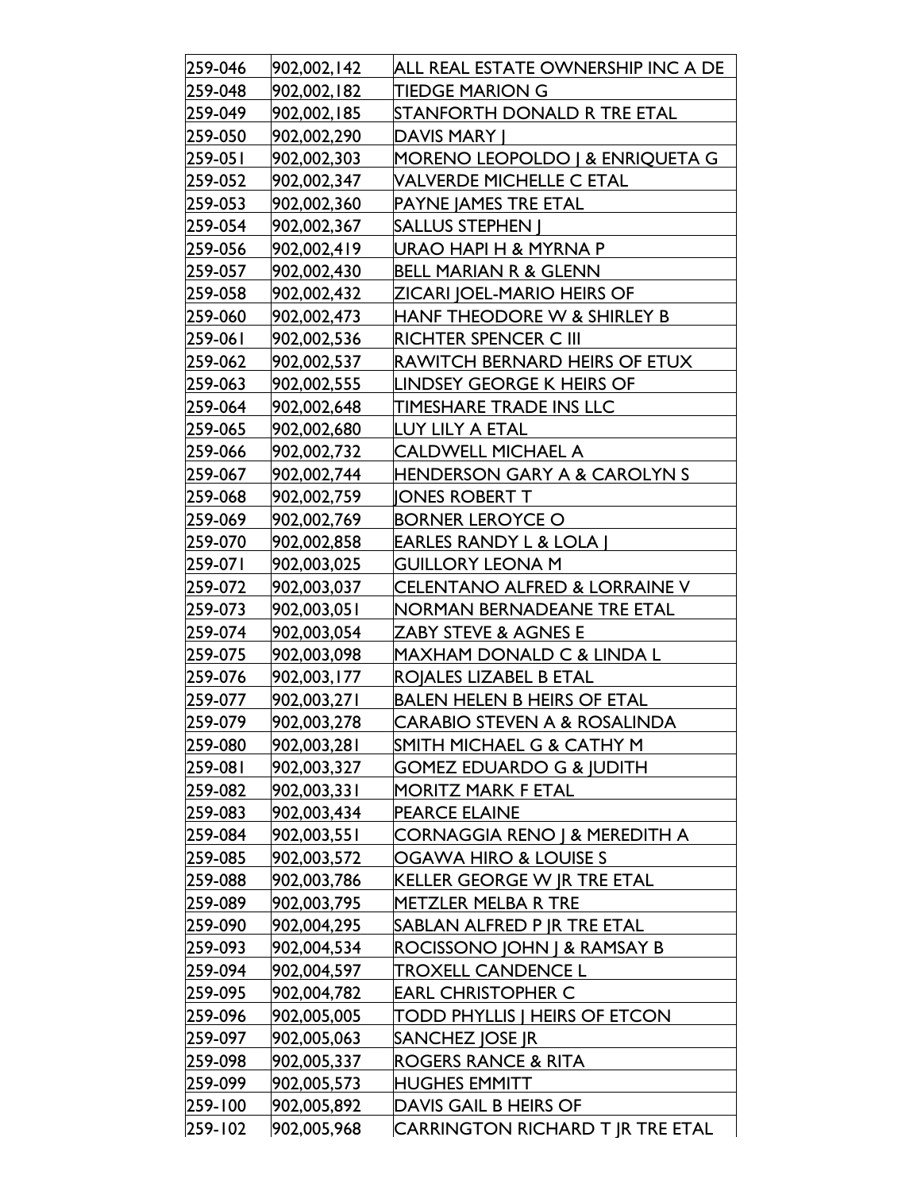| | | |
|---|---|---|
| 259-046 | 902,002,142 | ALL REAL ESTATE OWNERSHIP INC A DE |
| 259-048 | 902,002,182 | TIEDGE MARION G |
| 259-049 | 902,002,185 | STANFORTH DONALD R TRE ETAL |
| 259-050 | 902,002,290 | DAVIS MARY J |
| 259-051 | 902,002,303 | MORENO LEOPOLDO J & ENRIQUETA G |
| 259-052 | 902,002,347 | VALVERDE MICHELLE C ETAL |
| 259-053 | 902,002,360 | PAYNE JAMES TRE ETAL |
| 259-054 | 902,002,367 | SALLUS STEPHEN J |
| 259-056 | 902,002,419 | URAO HAPI H & MYRNA P |
| 259-057 | 902,002,430 | BELL MARIAN R & GLENN |
| 259-058 | 902,002,432 | ZICARI JOEL-MARIO HEIRS OF |
| 259-060 | 902,002,473 | HANF THEODORE W & SHIRLEY B |
| 259-061 | 902,002,536 | RICHTER SPENCER C III |
| 259-062 | 902,002,537 | RAWITCH BERNARD HEIRS OF ETUX |
| 259-063 | 902,002,555 | LINDSEY GEORGE K HEIRS OF |
| 259-064 | 902,002,648 | TIMESHARE TRADE INS LLC |
| 259-065 | 902,002,680 | LUY LILY A ETAL |
| 259-066 | 902,002,732 | CALDWELL MICHAEL A |
| 259-067 | 902,002,744 | HENDERSON GARY A & CAROLYN S |
| 259-068 | 902,002,759 | JONES ROBERT T |
| 259-069 | 902,002,769 | BORNER LEROYCE O |
| 259-070 | 902,002,858 | EARLES RANDY L & LOLA J |
| 259-071 | 902,003,025 | GUILLORY LEONA M |
| 259-072 | 902,003,037 | CELENTANO ALFRED & LORRAINE V |
| 259-073 | 902,003,051 | NORMAN BERNADEANE TRE ETAL |
| 259-074 | 902,003,054 | ZABY STEVE & AGNES E |
| 259-075 | 902,003,098 | MAXHAM DONALD C & LINDA L |
| 259-076 | 902,003,177 | ROJALES LIZABEL B ETAL |
| 259-077 | 902,003,271 | BALEN HELEN B HEIRS OF ETAL |
| 259-079 | 902,003,278 | CARABIO STEVEN A & ROSALINDA |
| 259-080 | 902,003,281 | SMITH MICHAEL G & CATHY M |
| 259-081 | 902,003,327 | GOMEZ EDUARDO G & JUDITH |
| 259-082 | 902,003,331 | MORITZ MARK F ETAL |
| 259-083 | 902,003,434 | PEARCE ELAINE |
| 259-084 | 902,003,551 | CORNAGGIA RENO J & MEREDITH A |
| 259-085 | 902,003,572 | OGAWA HIRO & LOUISE S |
| 259-088 | 902,003,786 | KELLER GEORGE W JR TRE ETAL |
| 259-089 | 902,003,795 | METZLER MELBA R TRE |
| 259-090 | 902,004,295 | SABLAN ALFRED P JR TRE ETAL |
| 259-093 | 902,004,534 | ROCISSONO JOHN J & RAMSAY B |
| 259-094 | 902,004,597 | TROXELL CANDENCE L |
| 259-095 | 902,004,782 | EARL CHRISTOPHER C |
| 259-096 | 902,005,005 | TODD PHYLLIS J HEIRS OF ETCON |
| 259-097 | 902,005,063 | SANCHEZ JOSE JR |
| 259-098 | 902,005,337 | ROGERS RANCE & RITA |
| 259-099 | 902,005,573 | HUGHES EMMITT |
| 259-100 | 902,005,892 | DAVIS GAIL B HEIRS OF |
| 259-102 | 902,005,968 | CARRINGTON RICHARD T JR TRE ETAL |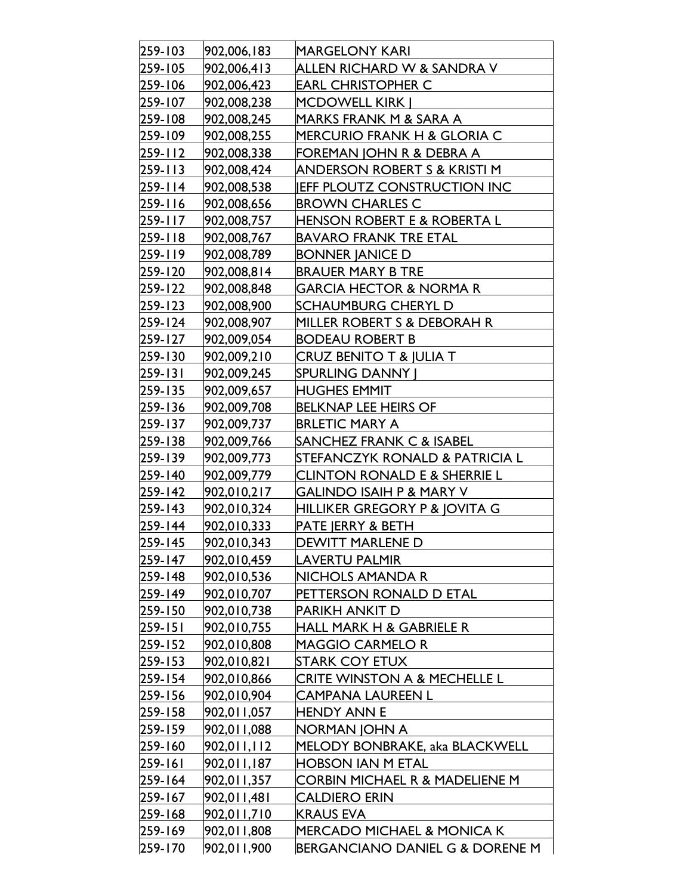| 259-103 | 902,006,183 | MARGELONY KARI |
|---|---|---|
| 259-105 | 902,006,413 | ALLEN RICHARD W & SANDRA V |
| 259-106 | 902,006,423 | EARL CHRISTOPHER C |
| 259-107 | 902,008,238 | MCDOWELL KIRK J |
| 259-108 | 902,008,245 | MARKS FRANK M & SARA A |
| 259-109 | 902,008,255 | MERCURIO FRANK H & GLORIA C |
| 259-112 | 902,008,338 | FOREMAN JOHN R & DEBRA A |
| 259-113 | 902,008,424 | ANDERSON ROBERT S & KRISTI M |
| 259-114 | 902,008,538 | JEFF PLOUTZ CONSTRUCTION INC |
| 259-116 | 902,008,656 | BROWN CHARLES C |
| 259-117 | 902,008,757 | HENSON ROBERT E & ROBERTA L |
| 259-118 | 902,008,767 | BAVARO FRANK TRE ETAL |
| 259-119 | 902,008,789 | BONNER JANICE D |
| 259-120 | 902,008,814 | BRAUER MARY B TRE |
| 259-122 | 902,008,848 | GARCIA HECTOR & NORMA R |
| 259-123 | 902,008,900 | SCHAUMBURG CHERYL D |
| 259-124 | 902,008,907 | MILLER ROBERT S & DEBORAH R |
| 259-127 | 902,009,054 | BODEAU ROBERT B |
| 259-130 | 902,009,210 | CRUZ BENITO T & JULIA T |
| 259-131 | 902,009,245 | SPURLING DANNY J |
| 259-135 | 902,009,657 | HUGHES EMMIT |
| 259-136 | 902,009,708 | BELKNAP LEE HEIRS OF |
| 259-137 | 902,009,737 | BRLETIC MARY A |
| 259-138 | 902,009,766 | SANCHEZ FRANK C & ISABEL |
| 259-139 | 902,009,773 | STEFANCZYK RONALD & PATRICIA L |
| 259-140 | 902,009,779 | CLINTON RONALD E & SHERRIE L |
| 259-142 | 902,010,217 | GALINDO ISAIH P & MARY V |
| 259-143 | 902,010,324 | HILLIKER GREGORY P & JOVITA G |
| 259-144 | 902,010,333 | PATE JERRY & BETH |
| 259-145 | 902,010,343 | DEWITT MARLENE D |
| 259-147 | 902,010,459 | LAVERTU PALMIR |
| 259-148 | 902,010,536 | NICHOLS AMANDA R |
| 259-149 | 902,010,707 | PETTERSON RONALD D ETAL |
| 259-150 | 902,010,738 | PARIKH ANKIT D |
| 259-151 | 902,010,755 | HALL MARK H & GABRIELE R |
| 259-152 | 902,010,808 | MAGGIO CARMELO R |
| 259-153 | 902,010,821 | STARK COY ETUX |
| 259-154 | 902,010,866 | CRITE WINSTON A & MECHELLE L |
| 259-156 | 902,010,904 | CAMPANA LAUREEN L |
| 259-158 | 902,011,057 | HENDY ANN E |
| 259-159 | 902,011,088 | NORMAN JOHN A |
| 259-160 | 902,011,112 | MELODY BONBRAKE, aka BLACKWELL |
| 259-161 | 902,011,187 | HOBSON IAN M ETAL |
| 259-164 | 902,011,357 | CORBIN MICHAEL R & MADELIENE M |
| 259-167 | 902,011,481 | CALDIERO ERIN |
| 259-168 | 902,011,710 | KRAUS EVA |
| 259-169 | 902,011,808 | MERCADO MICHAEL & MONICA K |
| 259-170 | 902,011,900 | BERGANCIANO DANIEL G & DORENE M |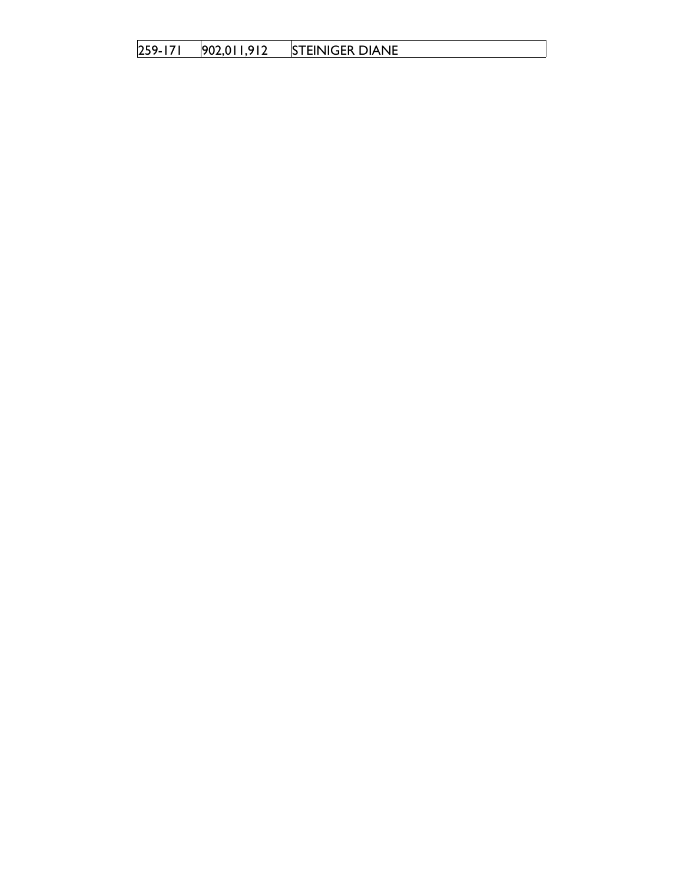| | | |
|---|---|---|
| 259-171 | 902,011,912 | STEINIGER DIANE |